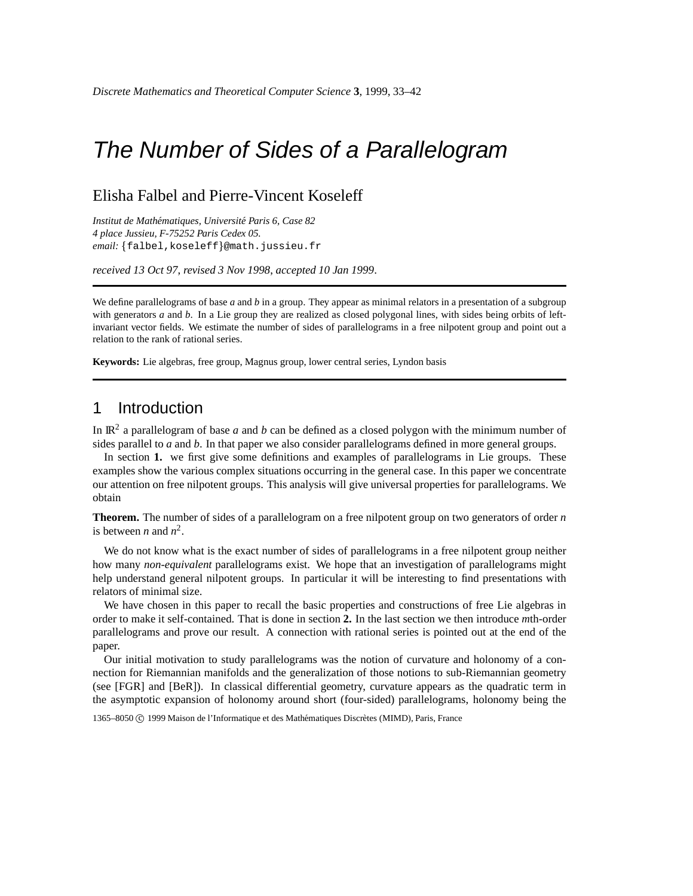# The Number of Sides of a Parallelogram

Elisha Falbel and Pierre-Vincent Koseleff

*Institut de Mathématiques, Université Paris 6, Case 82*
*4 place Jussieu, F-75252 Paris Cedex 05.*
*email:* {falbel,koseleff}@math.jussieu.fr

*received 13 Oct 97, revised 3 Nov 1998, accepted 10 Jan 1999.*

---

We define parallelograms of base $a$ and $b$ in a group. They appear as minimal relators in a presentation of a subgroup with generators $a$ and $b$. In a Lie group they are realized as closed polygonal lines, with sides being orbits of left-invariant vector fields. We estimate the number of sides of parallelograms in a free nilpotent group and point out a relation to the rank of rational series.

**Keywords:** Lie algebras, free group, Magnus group, lower central series, Lyndon basis

---

## 1 Introduction

In $\mathbb{R}^2$ a parallelogram of base $a$ and $b$ can be defined as a closed polygon with the minimum number of sides parallel to $a$ and $b$. In that paper we also consider parallelograms defined in more general groups.

In section **1.** we first give some definitions and examples of parallelograms in Lie groups. These examples show the various complex situations occurring in the general case. In this paper we concentrate our attention on free nilpotent groups. This analysis will give universal properties for parallelograms. We obtain

**Theorem.** The number of sides of a parallelogram on a free nilpotent group on two generators of order $n$ is between $n$ and $n^2$.

We do not know what is the exact number of sides of parallelograms in a free nilpotent group neither how many *non-equivalent* parallelograms exist. We hope that an investigation of parallelograms might help understand general nilpotent groups. In particular it will be interesting to find presentations with relators of minimal size.

We have chosen in this paper to recall the basic properties and constructions of free Lie algebras in order to make it self-contained. That is done in section **2.** In the last section we then introduce $m$th-order parallelograms and prove our result. A connection with rational series is pointed out at the end of the paper.

Our initial motivation to study parallelograms was the notion of curvature and holonomy of a connection for Riemannian manifolds and the generalization of those notions to sub-Riemannian geometry (see [FGR] and [BeR]). In classical differential geometry, curvature appears as the quadratic term in the asymptotic expansion of holonomy around short (four-sided) parallelograms, holonomy being the

1365–8050 © 1999 Maison de l'Informatique et des Mathématiques Discrètes (MIMD), Paris, France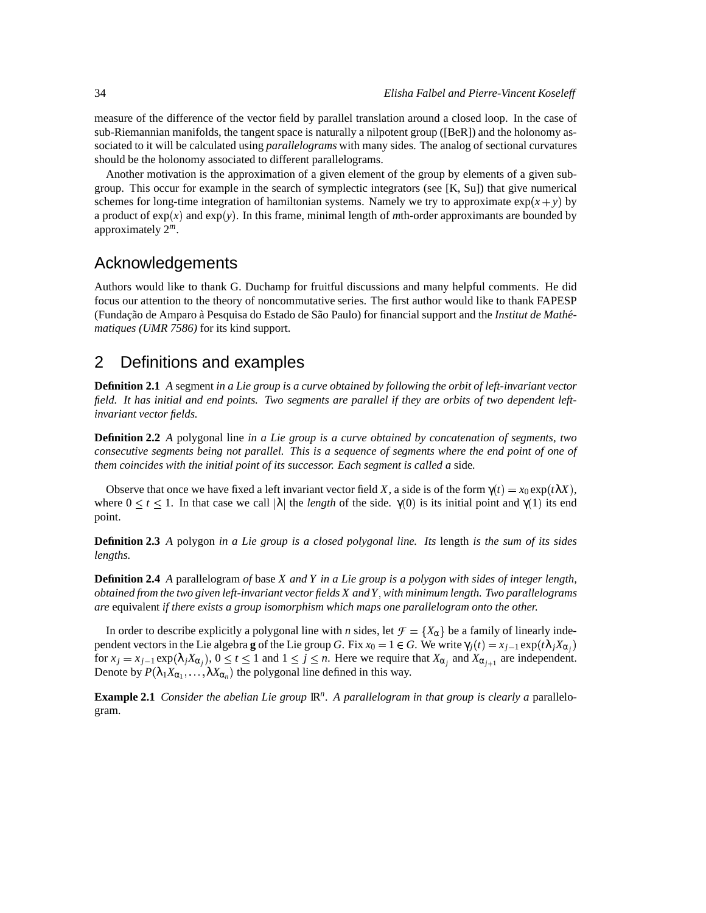measure of the difference of the vector field by parallel translation around a closed loop. In the case of sub-Riemannian manifolds, the tangent space is naturally a nilpotent group ([BeR]) and the holonomy associated to it will be calculated using *parallelograms* with many sides. The analog of sectional curvatures should be the holonomy associated to different parallelograms.

Another motivation is the approximation of a given element of the group by elements of a given subgroup. This occur for example in the search of symplectic integrators (see [K, Su]) that give numerical schemes for long-time integration of hamiltonian systems. Namely we try to approximate $\exp(x+y)$ by a product of $\exp(x)$ and $\exp(y)$. In this frame, minimal length of $m$th-order approximants are bounded by approximately $2^m$.

## Acknowledgements

Authors would like to thank G. Duchamp for fruitful discussions and many helpful comments. He did focus our attention to the theory of noncommutative series. The first author would like to thank FAPESP (Fundação de Amparo à Pesquisa do Estado de São Paulo) for financial support and the *Institut de Mathématiques (UMR 7586)* for its kind support.

## 2 Definitions and examples

**Definition 2.1** *A* segment *in a Lie group is a curve obtained by following the orbit of left-invariant vector field. It has initial and end points. Two segments are parallel if they are orbits of two dependent left-invariant vector fields.*

**Definition 2.2** *A* polygonal line *in a Lie group is a curve obtained by concatenation of segments, two consecutive segments being not parallel. This is a sequence of segments where the end point of one of them coincides with the initial point of its successor. Each segment is called a* side*.*

Observe that once we have fixed a left invariant vector field $X$, a side is of the form $\gamma(t) = x_0 \exp(t\lambda X)$, where $0 \le t \le 1$. In that case we call $|\lambda|$ the *length* of the side. $\gamma(0)$ is its initial point and $\gamma(1)$ its end point.

**Definition 2.3** *A* polygon *in a Lie group is a closed polygonal line. Its* length *is the sum of its sides lengths.*

**Definition 2.4** *A* parallelogram *of* base $X$ *and* $Y$ *in a Lie group is a polygon with sides of integer length, obtained from the two given left-invariant vector fields* $X$ *and* $Y$, *with minimum length. Two parallelograms are* equivalent *if there exists a group isomorphism which maps one parallelogram onto the other.*

In order to describe explicitly a polygonal line with $n$ sides, let $\mathcal{F} = \{X_\alpha\}$ be a family of linearly independent vectors in the Lie algebra $\mathbf{g}$ of the Lie group $G$. Fix $x_0 = 1 \in G$. We write $\gamma_j(t) = x_{j-1}\exp(t\lambda_j X_{\alpha_j})$ for $x_j = x_{j-1}\exp(\lambda_j X_{\alpha_j})$, $0 \le t \le 1$ and $1 \le j \le n$. Here we require that $X_{\alpha_j}$ and $X_{\alpha_{j+1}}$ are independent. Denote by $P(\lambda_1 X_{\alpha_1}, \ldots, \lambda X_{\alpha_n})$ the polygonal line defined in this way.

**Example 2.1** *Consider the abelian Lie group* $\mathbb{R}^n$. *A parallelogram in that group is clearly a* parallelogram.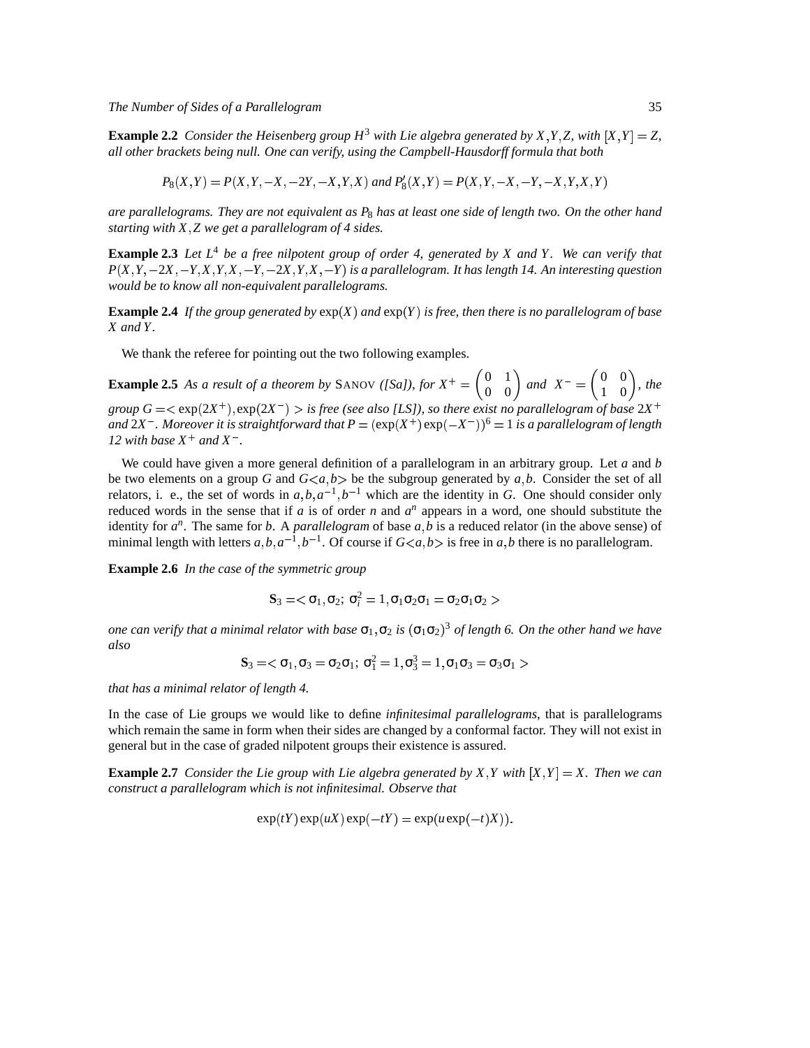**Example 2.2** *Consider the Heisenberg group $H^3$ with Lie algebra generated by $X,Y,Z$, with $[X,Y]=Z$, all other brackets being null. One can verify, using the Campbell-Hausdorff formula that both*

$$P_8(X,Y) = P(X,Y,-X,-2Y,-X,Y,X) \text{ and } P_8'(X,Y) = P(X,Y,-X,-Y,-X,Y,X,Y)$$

*are parallelograms. They are not equivalent as $P_8$ has at least one side of length two. On the other hand starting with $X,Z$ we get a parallelogram of 4 sides.*

**Example 2.3** *Let $L^4$ be a free nilpotent group of order 4, generated by $X$ and $Y$. We can verify that $P(X,Y,-2X,-Y,X,Y,X,-Y,-2X,Y,X,-Y)$ is a parallelogram. It has length 14. An interesting question would be to know all non-equivalent parallelograms.*

**Example 2.4** *If the group generated by $\exp(X)$ and $\exp(Y)$ is free, then there is no parallelogram of base $X$ and $Y$.*

We thank the referee for pointing out the two following examples.

**Example 2.5** *As a result of a theorem by* Sanov *([Sa]), for $X^+ = \begin{pmatrix} 0 & 1 \\ 0 & 0 \end{pmatrix}$ and $X^- = \begin{pmatrix} 0 & 0 \\ 1 & 0 \end{pmatrix}$, the group $G = <\exp(2X^+), \exp(2X^-)>$ is free (see also [LS]), so there exist no parallelogram of base $2X^+$ and $2X^-$. Moreover it is straightforward that $P = (\exp(X^+)\exp(-X^-))^6 = 1$ is a parallelogram of length 12 with base $X^+$ and $X^-$.*

We could have given a more general definition of a parallelogram in an arbitrary group. Let $a$ and $b$ be two elements on a group $G$ and $G<a,b>$ be the subgroup generated by $a,b$. Consider the set of all relators, i. e., the set of words in $a,b,a^{-1},b^{-1}$ which are the identity in $G$. One should consider only reduced words in the sense that if $a$ is of order $n$ and $a^n$ appears in a word, one should substitute the identity for $a^n$. The same for $b$. A *parallelogram* of base $a,b$ is a reduced relator (in the above sense) of minimal length with letters $a,b,a^{-1},b^{-1}$. Of course if $G<a,b>$ is free in $a,b$ there is no parallelogram.

**Example 2.6** *In the case of the symmetric group*

$$\mathbf{S}_3 = <\sigma_1, \sigma_2;\ \sigma_i^2 = 1, \sigma_1\sigma_2\sigma_1 = \sigma_2\sigma_1\sigma_2>$$

*one can verify that a minimal relator with base $\sigma_1, \sigma_2$ is $(\sigma_1\sigma_2)^3$ of length 6. On the other hand we have also*

$$\mathbf{S}_3 = <\sigma_1, \sigma_3 = \sigma_2\sigma_1;\ \sigma_1^2 = 1, \sigma_3^3 = 1, \sigma_1\sigma_3 = \sigma_3\sigma_1>$$

*that has a minimal relator of length 4.*

In the case of Lie groups we would like to define *infinitesimal parallelograms*, that is parallelograms which remain the same in form when their sides are changed by a conformal factor. They will not exist in general but in the case of graded nilpotent groups their existence is assured.

**Example 2.7** *Consider the Lie group with Lie algebra generated by $X,Y$ with $[X,Y]=X$. Then we can construct a parallelogram which is not infinitesimal. Observe that*

$$\exp(tY)\exp(uX)\exp(-tY) = \exp(u\exp(-t)X)).$$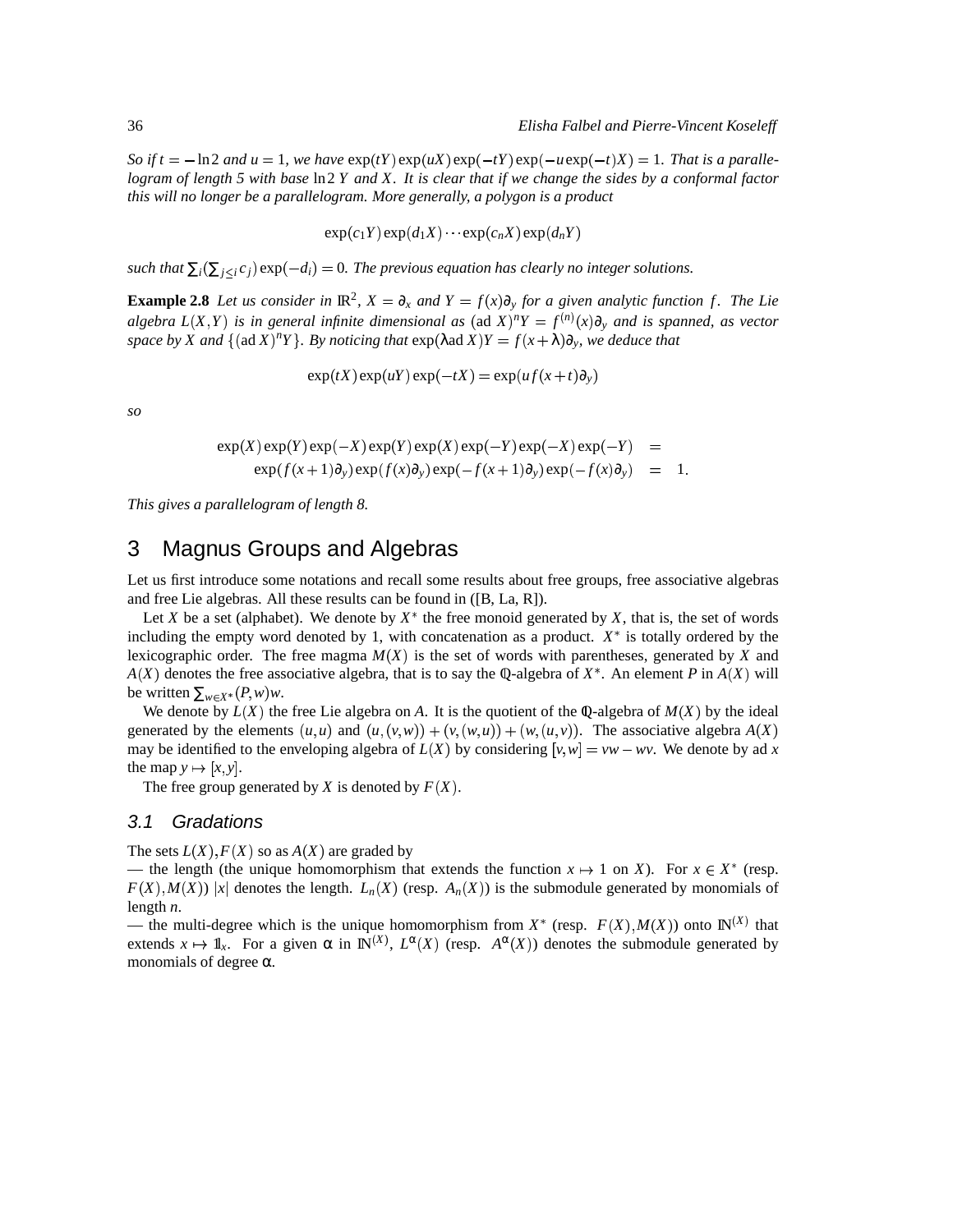*So if $t = -\ln 2$ and $u = 1$, we have $\exp(tY)\exp(uX)\exp(-tY)\exp(-u\exp(-t)X) = 1$. That is a parallelogram of length 5 with base $\ln 2\, Y$ and $X$. It is clear that if we change the sides by a conformal factor this will no longer be a parallelogram. More generally, a polygon is a product*

$$\exp(c_1 Y)\exp(d_1 X)\cdots\exp(c_n X)\exp(d_n Y)$$

*such that $\sum_i(\sum_{j\leq i} c_j)\exp(-d_i) = 0$. The previous equation has clearly no integer solutions.*

**Example 2.8** *Let us consider in $\mathbb{R}^2$, $X = \partial_x$ and $Y = f(x)\partial_y$ for a given analytic function $f$. The Lie algebra $L(X,Y)$ is in general infinite dimensional as $(\mathrm{ad}\, X)^n Y = f^{(n)}(x)\partial_y$ and is spanned, as vector space by $X$ and $\{(\mathrm{ad}\, X)^n Y\}$. By noticing that $\exp(\lambda \mathrm{ad}\, X)Y = f(x+\lambda)\partial_y$, we deduce that*

$$\exp(tX)\exp(uY)\exp(-tX) = \exp(uf(x+t)\partial_y)$$

*so*

$$\begin{array}{rcl} \exp(X)\exp(Y)\exp(-X)\exp(Y)\exp(X)\exp(-Y)\exp(-X)\exp(-Y) & = & \\ \exp(f(x+1)\partial_y)\exp(f(x)\partial_y)\exp(-f(x+1)\partial_y)\exp(-f(x)\partial_y) & = & 1. \end{array}$$

*This gives a parallelogram of length 8.*

## 3 Magnus Groups and Algebras

Let us first introduce some notations and recall some results about free groups, free associative algebras and free Lie algebras. All these results can be found in ([B, La, R]).

Let $X$ be a set (alphabet). We denote by $X^*$ the free monoid generated by $X$, that is, the set of words including the empty word denoted by 1, with concatenation as a product. $X^*$ is totally ordered by the lexicographic order. The free magma $M(X)$ is the set of words with parentheses, generated by $X$ and $A(X)$ denotes the free associative algebra, that is to say the $\mathbb{Q}$-algebra of $X^*$. An element $P$ in $A(X)$ will be written $\sum_{w\in X^*}(P,w)w$.

We denote by $L(X)$ the free Lie algebra on $A$. It is the quotient of the $\mathbb{Q}$-algebra of $M(X)$ by the ideal generated by the elements $(u,u)$ and $(u,(v,w)) + (v,(w,u)) + (w,(u,v))$. The associative algebra $A(X)$ may be identified to the enveloping algebra of $L(X)$ by considering $[v,w] = vw - wv$. We denote by ad $x$ the map $y \mapsto [x,y]$.

The free group generated by $X$ is denoted by $F(X)$.

### 3.1 Gradations

The sets $L(X), F(X)$ so as $A(X)$ are graded by

— the length (the unique homomorphism that extends the function $x \mapsto 1$ on $X$). For $x \in X^*$ (resp. $F(X), M(X)$) $|x|$ denotes the length. $L_n(X)$ (resp. $A_n(X)$) is the submodule generated by monomials of length $n$.

— the multi-degree which is the unique homomorphism from $X^*$ (resp. $F(X), M(X)$) onto $\mathbb{N}^{(X)}$ that extends $x \mapsto \mathbb{1}_x$. For a given $\alpha$ in $\mathbb{N}^{(X)}$, $L^\alpha(X)$ (resp. $A^\alpha(X)$) denotes the submodule generated by monomials of degree $\alpha$.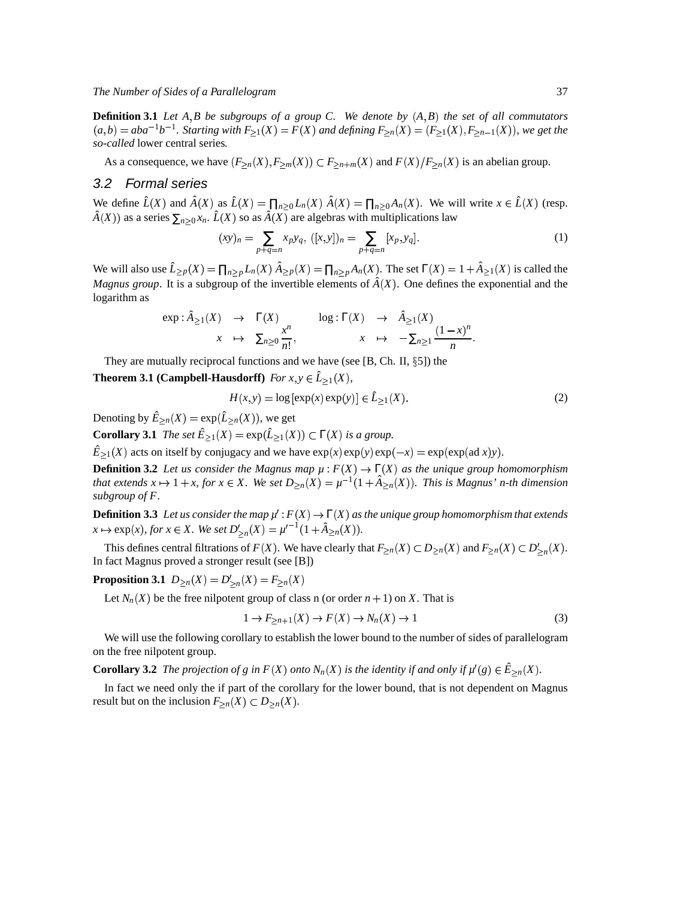**Definition 3.1** *Let $A,B$ be subgroups of a group $C$. We denote by $(A,B)$ the set of all commutators $(a,b) = aba^{-1}b^{-1}$. Starting with $F_{\geq 1}(X) = F(X)$ and defining $F_{\geq n}(X) = (F_{\geq 1}(X), F_{\geq n-1}(X))$, we get the so-called* lower central series*.*

As a consequence, we have $(F_{\geq n}(X), F_{\geq m}(X)) \subset F_{\geq n+m}(X)$ and $F(X)/F_{\geq n}(X)$ is an abelian group.

## 3.2 Formal series

We define $\hat{L}(X)$ and $\hat{A}(X)$ as $\hat{L}(X) = \prod_{n\geq 0} L_n(X)$ $\hat{A}(X) = \prod_{n\geq 0} A_n(X)$. We will write $x \in \hat{L}(X)$ (resp. $\hat{A}(X)$) as a series $\sum_{n\geq 0} x_n$. $\hat{L}(X)$ so as $\hat{A}(X)$ are algebras with multiplications law

$$(xy)_n = \sum_{p+q=n} x_p y_q, \; ([x,y])_n = \sum_{p+q=n} [x_p, y_q]. \tag{1}$$

We will also use $\hat{L}_{\geq p}(X) = \prod_{n\geq p} L_n(X)$ $\hat{A}_{\geq p}(X) = \prod_{n\geq p} A_n(X)$. The set $\Gamma(X) = 1 + \hat{A}_{\geq 1}(X)$ is called the *Magnus group*. It is a subgroup of the invertible elements of $\hat{A}(X)$. One defines the exponential and the logarithm as

$$\begin{array}{rcl} \exp : \hat{A}_{\geq 1}(X) & \to & \Gamma(X) \\ x & \mapsto & \sum_{n\geq 0} \dfrac{x^n}{n!}, \end{array} \qquad \begin{array}{rcl} \log : \Gamma(X) & \to & \hat{A}_{\geq 1}(X) \\ x & \mapsto & -\sum_{n\geq 1} \dfrac{(1-x)^n}{n}. \end{array}$$

They are mutually reciprocal functions and we have (see [B, Ch. II, §5]) the

**Theorem 3.1 (Campbell-Hausdorff)** *For $x,y \in \hat{L}_{\geq 1}(X)$,*

$$H(x,y) = \log[\exp(x)\exp(y)] \in \hat{L}_{\geq 1}(X). \tag{2}$$

Denoting by $\hat{E}_{\geq n}(X) = \exp(\hat{L}_{\geq n}(X))$, we get

**Corollary 3.1** *The set $\hat{E}_{\geq 1}(X) = \exp(\hat{L}_{\geq 1}(X)) \subset \Gamma(X)$ is a group.*

$\hat{E}_{\geq 1}(X)$ acts on itself by conjugacy and we have $\exp(x)\exp(y)\exp(-x) = \exp(\exp(\mathrm{ad}\, x)y)$.

**Definition 3.2** *Let us consider the Magnus map $\mu : F(X) \to \Gamma(X)$ as the unique group homomorphism that extends $x \mapsto 1 + x$, for $x \in X$. We set $D_{\geq n}(X) = \mu^{-1}(1 + \hat{A}_{\geq n}(X))$. This is Magnus' n-th dimension subgroup of $F$.*

**Definition 3.3** *Let us consider the map $\mu' : F(X) \to \Gamma(X)$ as the unique group homomorphism that extends $x \mapsto \exp(x)$, for $x \in X$. We set $D'_{\geq n}(X) = \mu'^{-1}(1 + \hat{A}_{\geq n}(X))$.*

This defines central filtrations of $F(X)$. We have clearly that $F_{\geq n}(X) \subset D_{\geq n}(X)$ and $F_{\geq n}(X) \subset D'_{\geq n}(X)$. In fact Magnus proved a stronger result (see [B])

**Proposition 3.1** $D_{\geq n}(X) = D'_{\geq n}(X) = F_{\geq n}(X)$

Let $N_n(X)$ be the free nilpotent group of class n (or order $n+1$) on $X$. That is

$$1 \to F_{\geq n+1}(X) \to F(X) \to N_n(X) \to 1 \tag{3}$$

We will use the following corollary to establish the lower bound to the number of sides of parallelogram on the free nilpotent group.

**Corollary 3.2** *The projection of $g$ in $F(X)$ onto $N_n(X)$ is the identity if and only if $\mu'(g) \in \hat{E}_{\geq n}(X)$.*

In fact we need only the if part of the corollary for the lower bound, that is not dependent on Magnus result but on the inclusion $F_{\geq n}(X) \subset D_{\geq n}(X)$.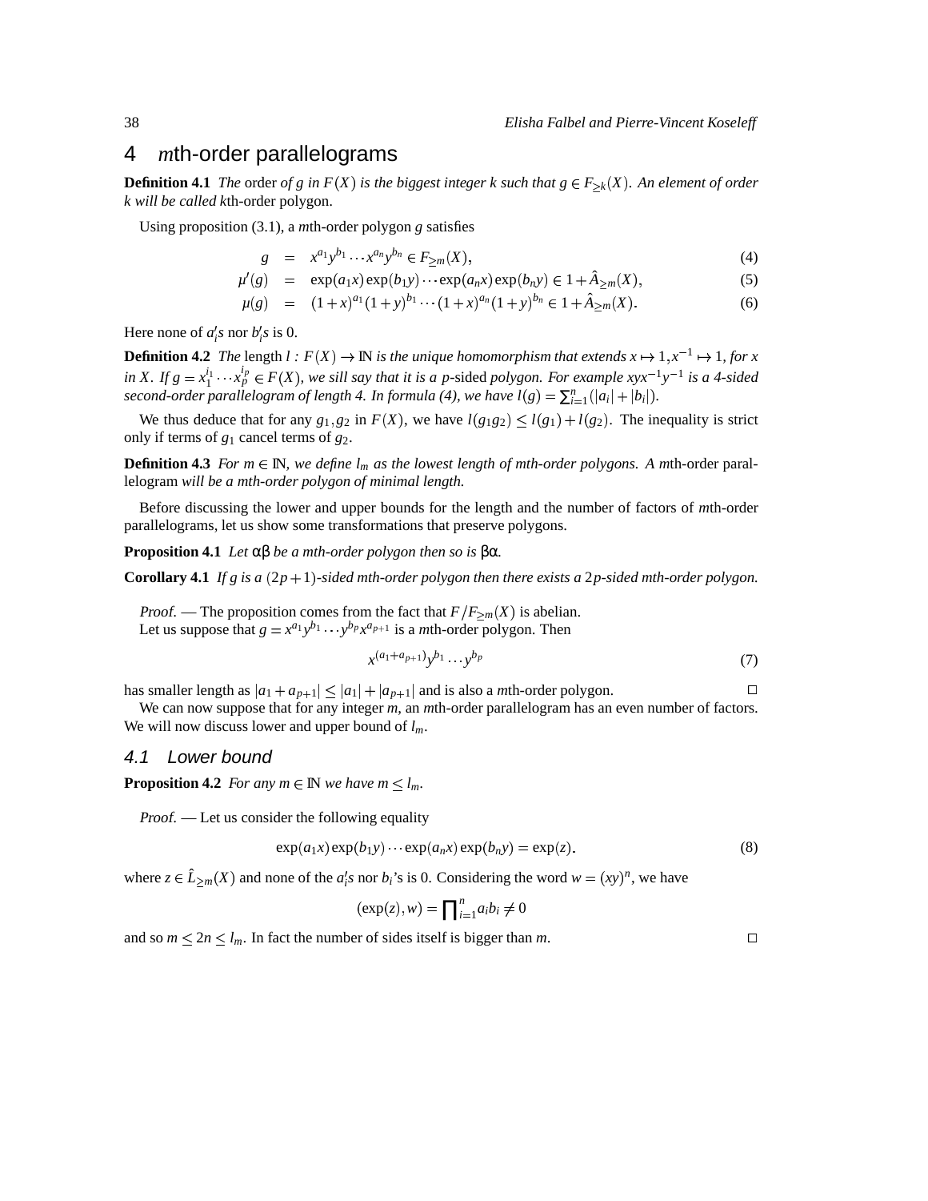# 4 *m*th-order parallelograms

**Definition 4.1** *The* order *of $g$ in $F(X)$ is the biggest integer $k$ such that $g \in F_{\geq k}(X)$. An element of order $k$ will be called* $k$th-order polygon.

Using proposition (3.1), a $m$th-order polygon $g$ satisfies

$$
\begin{aligned}
g &= x^{a_1}y^{b_1}\cdots x^{a_n}y^{b_n} \in F_{\geq m}(X), &(4)\\
\mu'(g) &= \exp(a_1x)\exp(b_1y)\cdots\exp(a_nx)\exp(b_ny) \in 1+\hat{A}_{\geq m}(X), &(5)\\
\mu(g) &= (1+x)^{a_1}(1+y)^{b_1}\cdots(1+x)^{a_n}(1+y)^{b_n} \in 1+\hat{A}_{\geq m}(X). &(6)
\end{aligned}
$$

Here none of $a_i'$s nor $b_i'$s is 0.

**Definition 4.2** *The* length *$l : F(X) \to \mathbb{N}$ is the unique homomorphism that extends $x \mapsto 1, x^{-1} \mapsto 1$, for $x$ in $X$. If $g = x_1^{i_1}\cdots x_p^{i_p} \in F(X)$, we sill say that it is a $p$*-sided *polygon. For example $xyx^{-1}y^{-1}$ is a 4-sided second-order parallelogram of length 4. In formula (4), we have $l(g) = \sum_{i=1}^n (|a_i|+|b_i|)$.*

We thus deduce that for any $g_1, g_2$ in $F(X)$, we have $l(g_1g_2) \leq l(g_1) + l(g_2)$. The inequality is strict only if terms of $g_1$ cancel terms of $g_2$.

**Definition 4.3** *For $m \in \mathbb{N}$, we define $l_m$ as the lowest length of mth-order polygons. A* $m$th-order parallelogram *will be a mth-order polygon of minimal length.*

Before discussing the lower and upper bounds for the length and the number of factors of $m$th-order parallelograms, let us show some transformations that preserve polygons.

**Proposition 4.1** *Let $\alpha\beta$ be a mth-order polygon then so is $\beta\alpha$.*

**Corollary 4.1** *If $g$ is a $(2p+1)$-sided mth-order polygon then there exists a $2p$-sided mth-order polygon.*

*Proof.* — The proposition comes from the fact that $F/F_{\geq m}(X)$ is abelian.
Let us suppose that $g = x^{a_1}y^{b_1}\cdots y^{b_p}x^{a_{p+1}}$ is a $m$th-order polygon. Then

$$
x^{(a_1+a_{p+1})}y^{b_1}\cdots y^{b_p} \tag{7}
$$

has smaller length as $|a_1+a_{p+1}| \leq |a_1|+|a_{p+1}|$ and is also a $m$th-order polygon. □

We can now suppose that for any integer $m$, an $m$th-order parallelogram has an even number of factors. We will now discuss lower and upper bound of $l_m$.

## 4.1 Lower bound

**Proposition 4.2** *For any $m \in \mathbb{N}$ we have $m \leq l_m$.*

*Proof.* — Let us consider the following equality

$$
\exp(a_1x)\exp(b_1y)\cdots\exp(a_nx)\exp(b_ny) = \exp(z). \tag{8}
$$

where $z \in \hat{L}_{\geq m}(X)$ and none of the $a_i'$s nor $b_i$'s is 0. Considering the word $w = (xy)^n$, we have

$$
(\exp(z), w) = \prod\nolimits_{i=1}^n a_ib_i \neq 0
$$

and so $m \leq 2n \leq l_m$. In fact the number of sides itself is bigger than $m$. □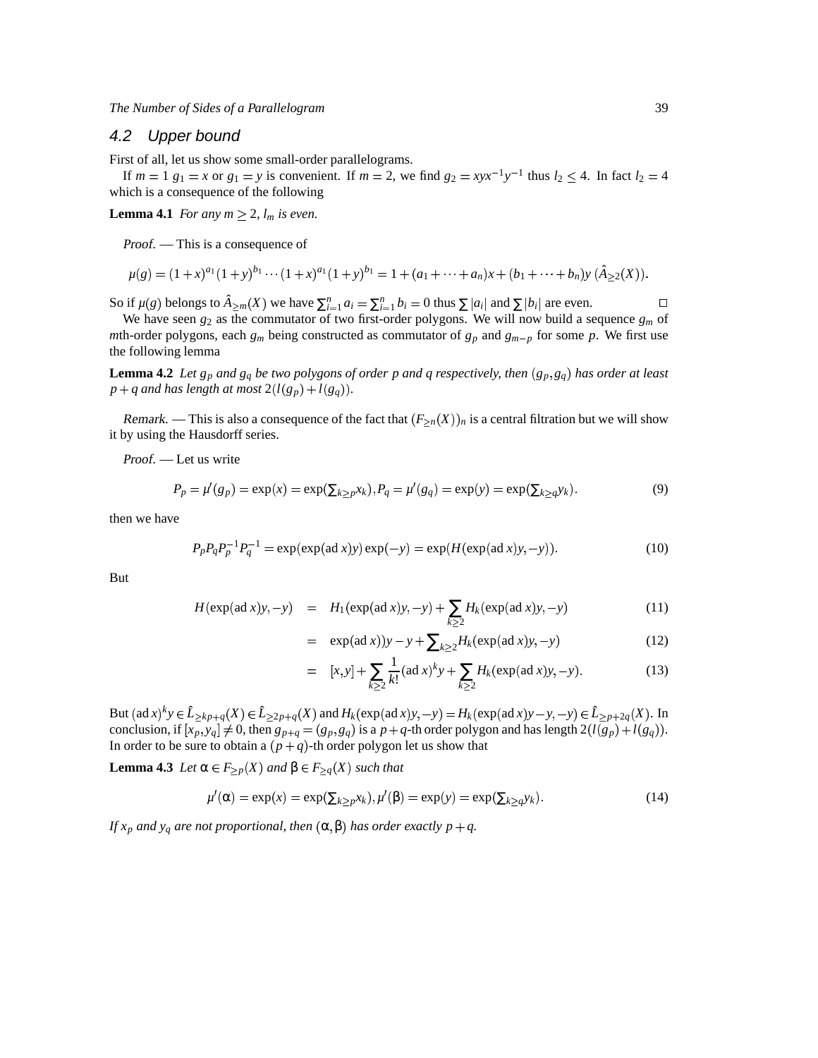## 4.2 Upper bound

First of all, let us show some small-order parallelograms.

If $m = 1$ $g_1 = x$ or $g_1 = y$ is convenient. If $m = 2$, we find $g_2 = xyx^{-1}y^{-1}$ thus $l_2 \leq 4$. In fact $l_2 = 4$ which is a consequence of the following

**Lemma 4.1** *For any $m \geq 2$, $l_m$ is even.*

*Proof.* — This is a consequence of

$$\mu(g) = (1+x)^{a_1}(1+y)^{b_1}\cdots(1+x)^{a_1}(1+y)^{b_1} = 1 + (a_1 + \cdots + a_n)x + (b_1 + \cdots + b_n)y \; (\hat{A}_{\geq 2}(X)).$$

So if $\mu(g)$ belongs to $\hat{A}_{\geq m}(X)$ we have $\sum_{i=1}^n a_i = \sum_{i=1}^n b_i = 0$ thus $\sum |a_i|$ and $\sum |b_i|$ are even. □

We have seen $g_2$ as the commutator of two first-order polygons. We will now build a sequence $g_m$ of $m$th-order polygons, each $g_m$ being constructed as commutator of $g_p$ and $g_{m-p}$ for some $p$. We first use the following lemma

**Lemma 4.2** *Let $g_p$ and $g_q$ be two polygons of order $p$ and $q$ respectively, then $(g_p, g_q)$ has order at least $p+q$ and has length at most $2(l(g_p) + l(g_q))$.*

*Remark.* — This is also a consequence of the fact that $(F_{\geq n}(X))_n$ is a central filtration but we will show it by using the Hausdorff series.

*Proof.* — Let us write

$$P_p = \mu'(g_p) = \exp(x) = \exp(\textstyle\sum_{k\geq p} x_k), P_q = \mu'(g_q) = \exp(y) = \exp(\textstyle\sum_{k\geq q} y_k). \tag{9}$$

then we have

$$P_p P_q P_p^{-1} P_q^{-1} = \exp(\exp(\mathrm{ad}\, x)y)\exp(-y) = \exp(H(\exp(\mathrm{ad}\, x)y, -y)). \tag{10}$$

But

$$\begin{aligned}
H(\exp(\mathrm{ad}\, x)y, -y) &= H_1(\exp(\mathrm{ad}\, x)y, -y) + \sum_{k\geq 2} H_k(\exp(\mathrm{ad}\, x)y, -y) & (11)\\
&= \exp(\mathrm{ad}\, x))y - y + \textstyle\sum_{k\geq 2} H_k(\exp(\mathrm{ad}\, x)y, -y) & (12)\\
&= [x,y] + \sum_{k\geq 2} \frac{1}{k!}(\mathrm{ad}\, x)^k y + \sum_{k\geq 2} H_k(\exp(\mathrm{ad}\, x)y, -y). & (13)
\end{aligned}$$

But $(\mathrm{ad}\, x)^k y \in \hat{L}_{\geq kp+q}(X) \in \hat{L}_{\geq 2p+q}(X)$ and $H_k(\exp(\mathrm{ad}\, x)y, -y) = H_k(\exp(\mathrm{ad}\, x)y - y, -y) \in \hat{L}_{\geq p+2q}(X)$. In conclusion, if $[x_p, y_q] \neq 0$, then $g_{p+q} = (g_p, g_q)$ is a $p+q$-th order polygon and has length $2(l(g_p) + l(g_q))$. In order to be sure to obtain a $(p+q)$-th order polygon let us show that

**Lemma 4.3** *Let $\alpha \in F_{\geq p}(X)$ and $\beta \in F_{\geq q}(X)$ such that*

$$\mu'(\alpha) = \exp(x) = \exp(\textstyle\sum_{k\geq p} x_k), \mu'(\beta) = \exp(y) = \exp(\textstyle\sum_{k\geq q} y_k). \tag{14}$$

*If $x_p$ and $y_q$ are not proportional, then $(\alpha, \beta)$ has order exactly $p+q$.*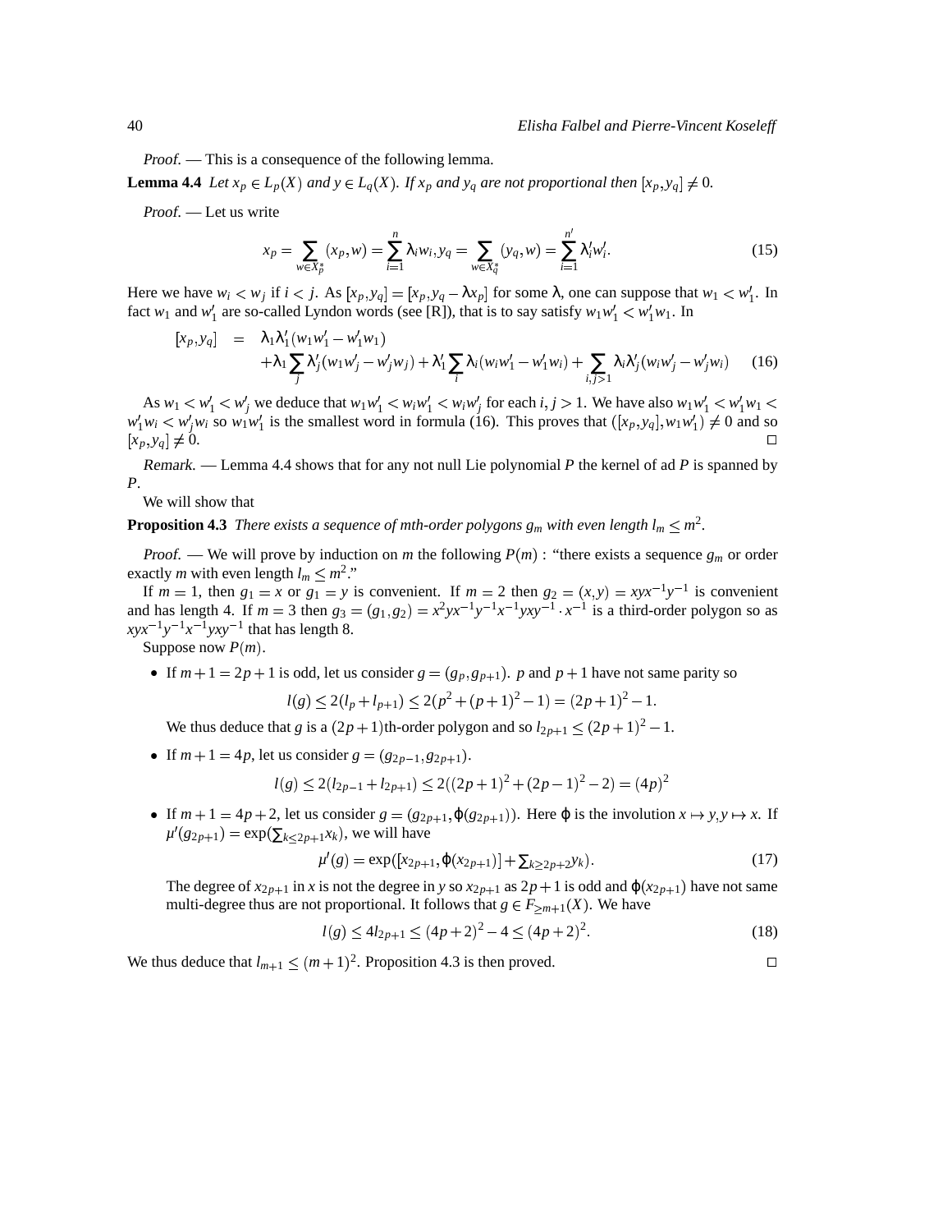*Proof.* — This is a consequence of the following lemma.

**Lemma 4.4** *Let $x_p \in L_p(X)$ and $y \in L_q(X)$. If $x_p$ and $y_q$ are not proportional then $[x_p, y_q] \neq 0$.*

*Proof.* — Let us write

$$x_p = \sum_{w \in X_p^*} (x_p, w) = \sum_{i=1}^{n} \lambda_i w_i, y_q = \sum_{w \in X_q^*} (y_q, w) = \sum_{i=1}^{n'} \lambda_i' w_i'. \tag{15}$$

Here we have $w_i < w_j$ if $i < j$. As $[x_p, y_q] = [x_p, y_q - \lambda x_p]$ for some $\lambda$, one can suppose that $w_1 < w_1'$. In fact $w_1$ and $w_1'$ are so-called Lyndon words (see [R]), that is to say satisfy $w_1 w_1' < w_1' w_1$. In

$$\begin{aligned}
[x_p, y_q] &= \lambda_1 \lambda_1' (w_1 w_1' - w_1' w_1) \\
&\quad + \lambda_1 \sum_j \lambda_j' (w_1 w_j' - w_j' w_j) + \lambda_1' \sum_i \lambda_i (w_i w_1' - w_1' w_i) + \sum_{i,j>1} \lambda_i \lambda_j' (w_i w_j' - w_j' w_i)
\end{aligned} \tag{16}$$

As $w_1 < w_1' < w_j'$ we deduce that $w_1 w_1' < w_i w_1' < w_i w_j'$ for each $i, j > 1$. We have also $w_1 w_1' < w_1' w_1 < w_1' w_i < w_j' w_i$ so $w_1 w_1'$ is the smallest word in formula (16). This proves that $([x_p, y_q], w_1 w_1') \neq 0$ and so $[x_p, y_q] \neq 0$. □

*Remark.* — Lemma 4.4 shows that for any not null Lie polynomial $P$ the kernel of ad $P$ is spanned by $P$.

We will show that

**Proposition 4.3** *There exists a sequence of mth-order polygons $g_m$ with even length $l_m \leq m^2$.*

*Proof.* — We will prove by induction on $m$ the following $P(m)$ : "there exists a sequence $g_m$ or order exactly $m$ with even length $l_m \leq m^2$."

If $m = 1$, then $g_1 = x$ or $g_1 = y$ is convenient. If $m = 2$ then $g_2 = (x, y) = xyx^{-1}y^{-1}$ is convenient and has length 4. If $m = 3$ then $g_3 = (g_1, g_2) = x^2yx^{-1}y^{-1}x^{-1}yxy^{-1} \cdot x^{-1}$ is a third-order polygon so as $xyx^{-1}y^{-1}x^{-1}yxy^{-1}$ that has length 8.

Suppose now $P(m)$.

- If $m+1 = 2p+1$ is odd, let us consider $g = (g_p, g_{p+1})$. $p$ and $p+1$ have not same parity so

  $$l(g) \leq 2(l_p + l_{p+1}) \leq 2(p^2 + (p+1)^2 - 1) = (2p+1)^2 - 1.$$

  We thus deduce that $g$ is a $(2p+1)$th-order polygon and so $l_{2p+1} \leq (2p+1)^2 - 1$.

- If $m+1 = 4p$, let us consider $g = (g_{2p-1}, g_{2p+1})$.

  $$l(g) \leq 2(l_{2p-1} + l_{2p+1}) \leq 2((2p+1)^2 + (2p-1)^2 - 2) = (4p)^2$$

- If $m+1 = 4p+2$, let us consider $g = (g_{2p+1}, \varphi(g_{2p+1}))$. Here $\varphi$ is the involution $x \mapsto y, y \mapsto x$. If $\mu'(g_{2p+1}) = \exp(\sum_{k \leq 2p+1} x_k)$, we will have

  $$\mu'(g) = \exp([x_{2p+1}, \varphi(x_{2p+1})] + \textstyle\sum_{k \geq 2p+2} y_k). \tag{17}$$

  The degree of $x_{2p+1}$ in $x$ is not the degree in $y$ so $x_{2p+1}$ as $2p+1$ is odd and $\varphi(x_{2p+1})$ have not same multi-degree thus are not proportional. It follows that $g \in F_{\geq m+1}(X)$. We have

  $$l(g) \leq 4l_{2p+1} \leq (4p+2)^2 - 4 \leq (4p+2)^2. \tag{18}$$

We thus deduce that $l_{m+1} \leq (m+1)^2$. Proposition 4.3 is then proved. □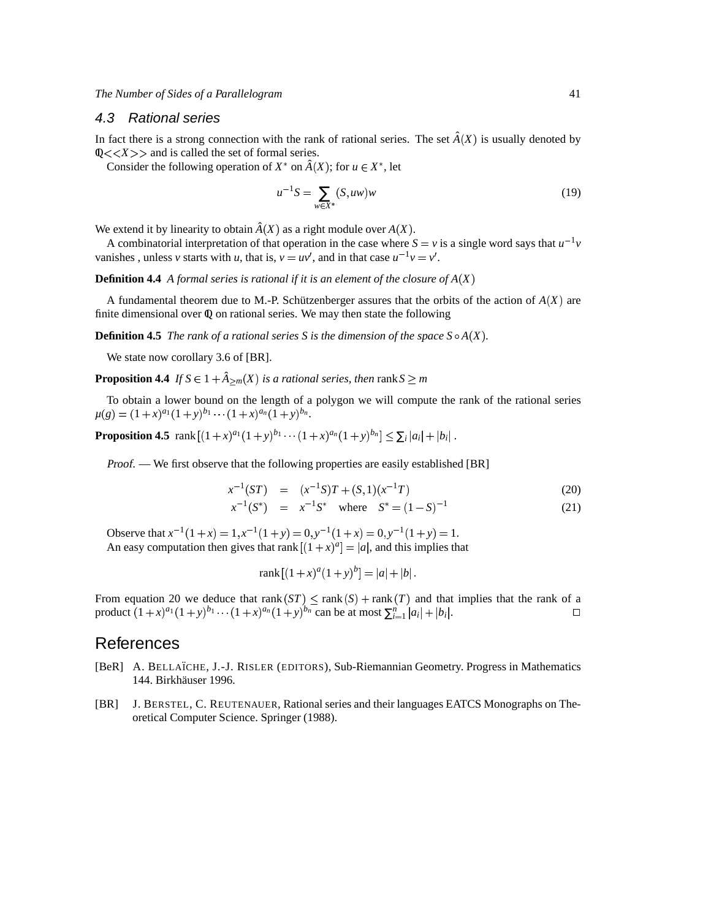## 4.3 Rational series

In fact there is a strong connection with the rank of rational series. The set $\hat{A}(X)$ is usually denoted by $\mathbb{Q}<<X>>$ and is called the set of formal series.

Consider the following operation of $X^*$ on $\hat{A}(X)$; for $u \in X^*$, let

$$u^{-1}S = \sum_{w \in X^*} (S, uw)w \tag{19}$$

We extend it by linearity to obtain $\hat{A}(X)$ as a right module over $A(X)$.

A combinatorial interpretation of that operation in the case where $S = v$ is a single word says that $u^{-1}v$ vanishes , unless $v$ starts with $u$, that is, $v = uv'$, and in that case $u^{-1}v = v'$.

**Definition 4.4** *A formal series is rational if it is an element of the closure of $A(X)$*

A fundamental theorem due to M.-P. Schützenberger assures that the orbits of the action of $A(X)$ are finite dimensional over $\mathbb{Q}$ on rational series. We may then state the following

**Definition 4.5** *The rank of a rational series $S$ is the dimension of the space $S \circ A(X)$.*

We state now corollary 3.6 of [BR].

**Proposition 4.4** *If $S \in 1 + \hat{A}_{\geq m}(X)$ is a rational series, then $\operatorname{rank} S \geq m$*

To obtain a lower bound on the length of a polygon we will compute the rank of the rational series $\mu(g) = (1+x)^{a_1}(1+y)^{b_1} \cdots (1+x)^{a_n}(1+y)^{b_n}$.

**Proposition 4.5** $\operatorname{rank}\left[(1+x)^{a_1}(1+y)^{b_1} \cdots (1+x)^{a_n}(1+y)^{b_n}\right] \leq \sum_i |a_i| + |b_i|$ .

*Proof.* — We first observe that the following properties are easily established [BR]

$$x^{-1}(ST) = (x^{-1}S)T + (S,1)(x^{-1}T) \tag{20}$$

$$x^{-1}(S^*) = x^{-1}S^* \quad \text{where} \quad S^* = (1-S)^{-1} \tag{21}$$

Observe that $x^{-1}(1+x) = 1, x^{-1}(1+y) = 0, y^{-1}(1+x) = 0, y^{-1}(1+y) = 1$.
An easy computation then gives that $\operatorname{rank}\left[(1+x)^a\right] = |a|$, and this implies that

$$\operatorname{rank}\left[(1+x)^a(1+y)^b\right] = |a| + |b|.$$

From equation 20 we deduce that $\operatorname{rank}(ST) \leq \operatorname{rank}(S) + \operatorname{rank}(T)$ and that implies that the rank of a product $(1+x)^{a_1}(1+y)^{b_1} \cdots (1+x)^{a_n}(1+y)^{b_n}$ can be at most $\sum_{i=1}^n |a_i| + |b_i|$. □

# References

[BeR] A. Bellaïche, J.-J. Risler (editors), Sub-Riemannian Geometry. Progress in Mathematics 144. Birkhäuser 1996.

[BR] J. Berstel, C. Reutenauer, Rational series and their languages EATCS Monographs on Theoretical Computer Science. Springer (1988).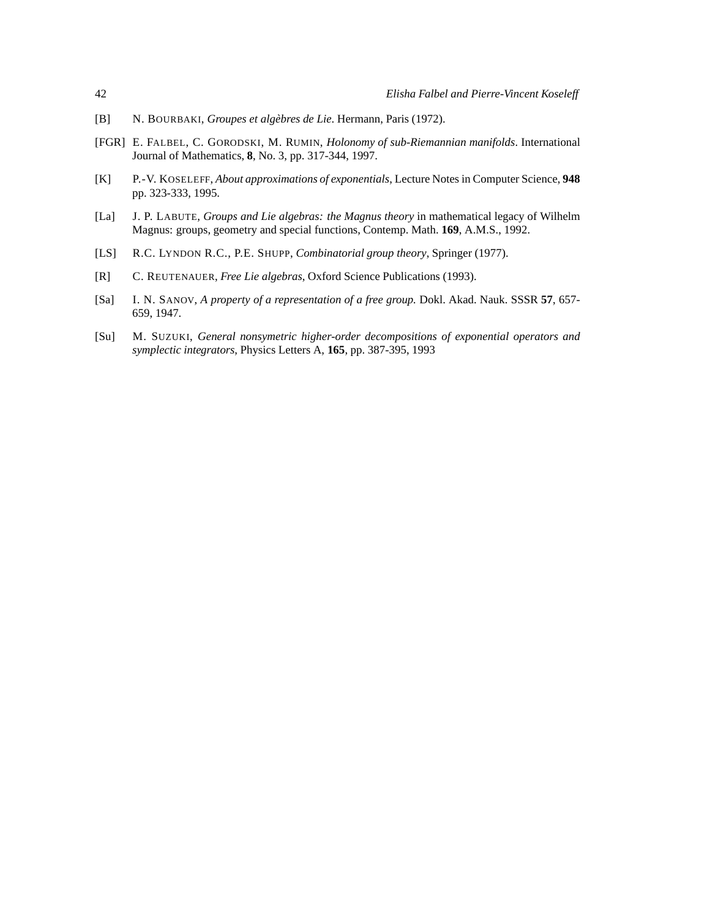[B] N. BOURBAKI, *Groupes et algèbres de Lie*. Hermann, Paris (1972).

[FGR] E. FALBEL, C. GORODSKI, M. RUMIN, *Holonomy of sub-Riemannian manifolds*. International Journal of Mathematics, **8**, No. 3, pp. 317-344, 1997.

[K] P.-V. KOSELEFF, *About approximations of exponentials*, Lecture Notes in Computer Science, **948** pp. 323-333, 1995.

[La] J. P. LABUTE, *Groups and Lie algebras: the Magnus theory* in mathematical legacy of Wilhelm Magnus: groups, geometry and special functions, Contemp. Math. **169**, A.M.S., 1992.

[LS] R.C. LYNDON R.C., P.E. SHUPP, *Combinatorial group theory*, Springer (1977).

[R] C. REUTENAUER, *Free Lie algebras*, Oxford Science Publications (1993).

[Sa] I. N. SANOV, *A property of a representation of a free group.* Dokl. Akad. Nauk. SSSR **57**, 657-659, 1947.

[Su] M. SUZUKI, *General nonsymetric higher-order decompositions of exponential operators and symplectic integrators*, Physics Letters A, **165**, pp. 387-395, 1993